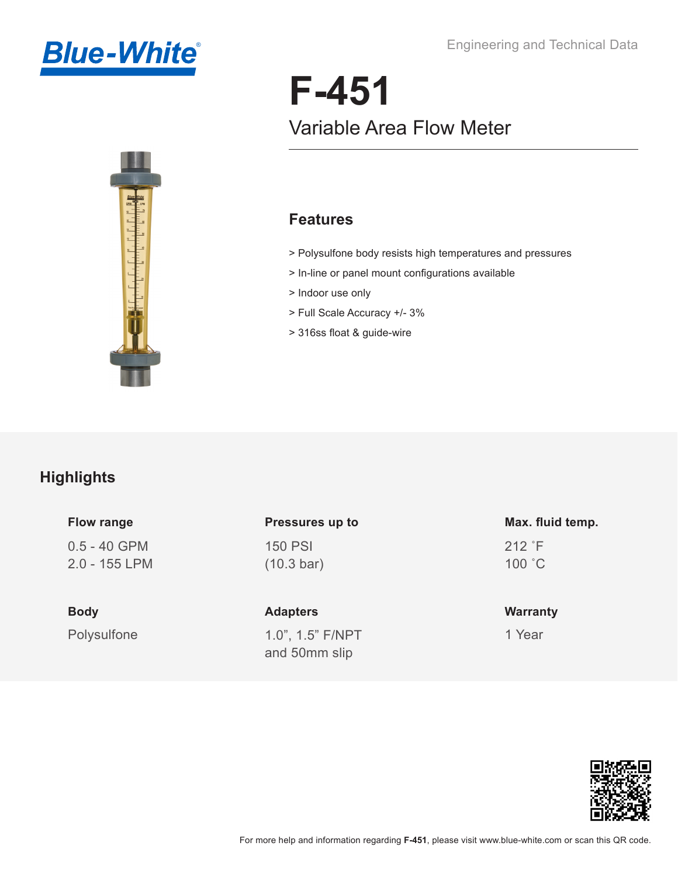Blue-White®

Engineering and Technical Data

# F-451

## Variable Area Flow Meter

### Features

> Polysulfone body resists high temperatures and pressures
> In-line or panel mount configurations available
> Indoor use only
> Full Scale Accuracy +/- 3%
> 316ss float & guide-wire

## Highlights

**Flow range**

0.5 - 40 GPM
2.0 - 155 LPM

**Pressures up to**

150 PSI
(10.3 bar)

**Max. fluid temp.**

212 ˚F
100 ˚C

**Body**

Polysulfone

**Adapters**

1.0”, 1.5” F/NPT
and 50mm slip

**Warranty**

1 Year

For more help and information regarding **F-451**, please visit www.blue-white.com or scan this QR code.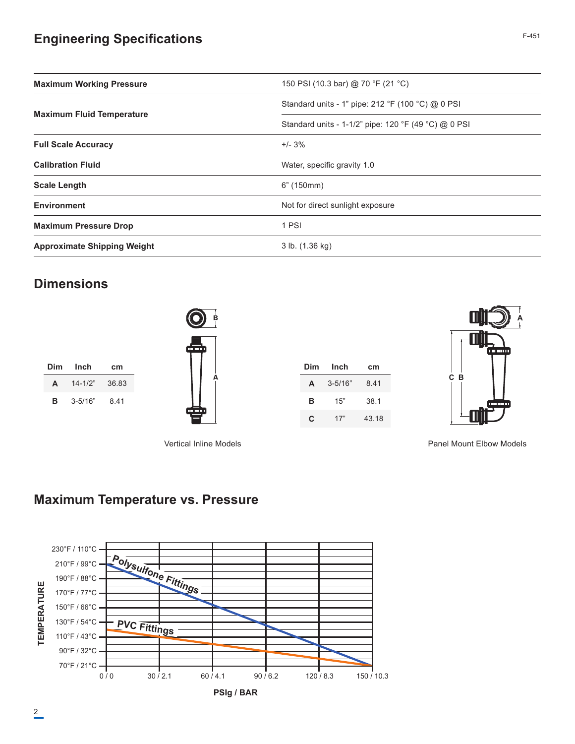# Engineering Specifications

| | |
|---|---|
| **Maximum Working Pressure** | 150 PSI (10.3 bar) @ 70 °F (21 °C) |
| **Maximum Fluid Temperature** | Standard units - 1" pipe: 212 °F (100 °C) @ 0 PSI |
| | Standard units - 1-1/2" pipe: 120 °F (49 °C) @ 0 PSI |
| **Full Scale Accuracy** | +/- 3% |
| **Calibration Fluid** | Water, specific gravity 1.0 |
| **Scale Length** | 6" (150mm) |
| **Environment** | Not for direct sunlight exposure |
| **Maximum Pressure Drop** | 1 PSI |
| **Approximate Shipping Weight** | 3 lb. (1.36 kg) |

# Dimensions

| Dim | Inch | cm |
|---|---|---|
| **A** | 14-1/2" | 36.83 |
| **B** | 3-5/16" | 8.41 |

Vertical Inline Models

| Dim | Inch | cm |
|---|---|---|
| **A** | 3-5/16" | 8.41 |
| **B** | 15" | 38.1 |
| **C** | 17" | 43.18 |

Panel Mount Elbow Models

# Maximum Temperature vs. Pressure

TEMPERATURE: 230°F / 110°C, 210°F / 99°C, 190°F / 88°C, 170°F / 77°C, 150°F / 66°C, 130°F / 54°C, 110°F / 43°C, 90°F / 32°C, 70°F / 21°C

PSIg / BAR: 0 / 0, 30 / 2.1, 60 / 4.1, 90 / 6.2, 120 / 8.3, 150 / 10.3

Polysulfone Fittings

PVC Fittings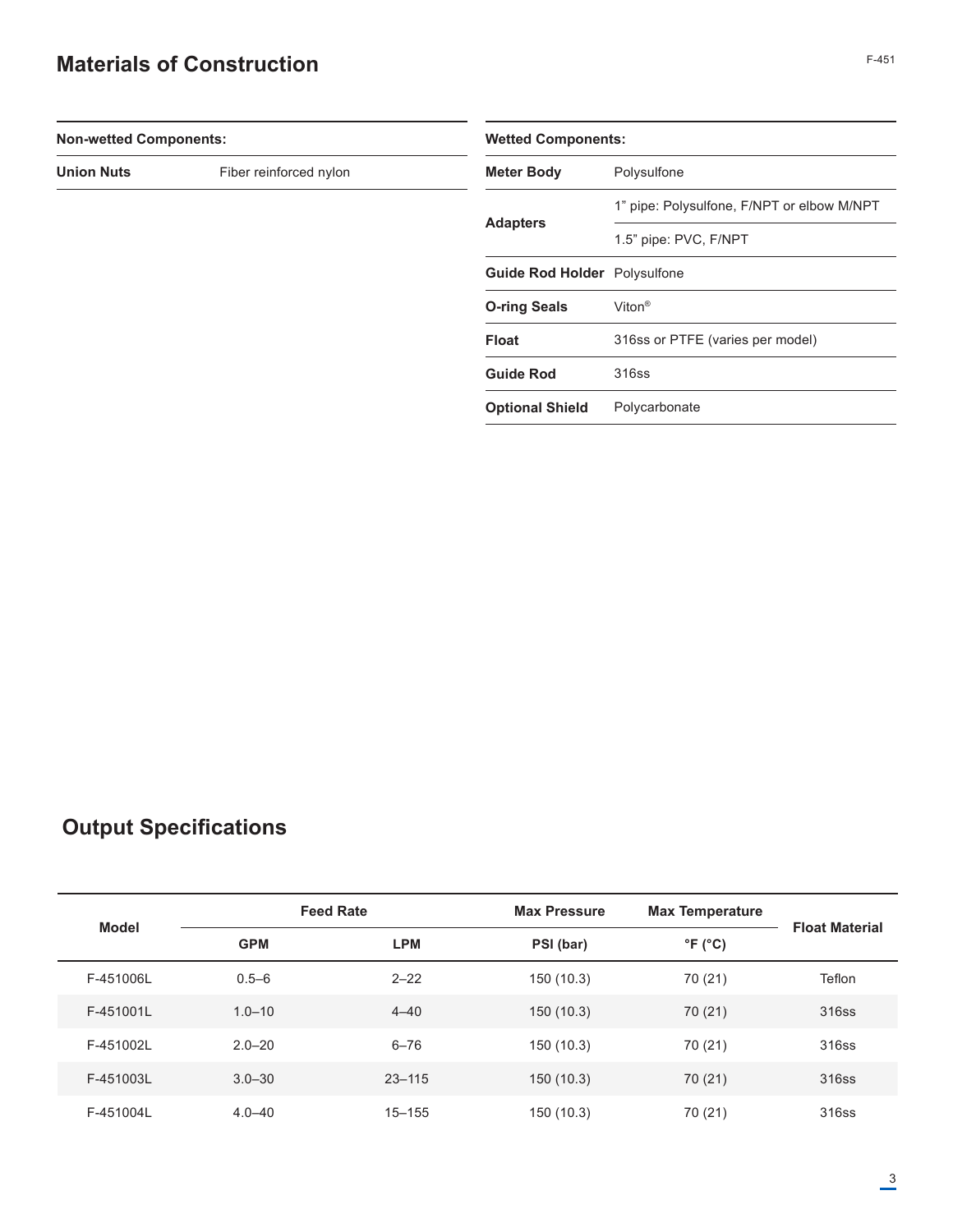## Materials of Construction

| Non-wetted Components: | |
|---|---|
| **Union Nuts** | Fiber reinforced nylon |

| Wetted Components: | |
|---|---|
| **Meter Body** | Polysulfone |
| **Adapters** | 1” pipe: Polysulfone, F/NPT or elbow M/NPT |
| | 1.5” pipe: PVC, F/NPT |
| **Guide Rod Holder** | Polysulfone |
| **O-ring Seals** | Viton® |
| **Float** | 316ss or PTFE (varies per model) |
| **Guide Rod** | 316ss |
| **Optional Shield** | Polycarbonate |

## Output Specifications

| Model | Feed Rate | | Max Pressure | Max Temperature | Float Material |
|---|---|---|---|---|---|
| | GPM | LPM | PSI (bar) | °F (°C) | |
| F-451006L | 0.5–6 | 2–22 | 150 (10.3) | 70 (21) | Teflon |
| F-451001L | 1.0–10 | 4–40 | 150 (10.3) | 70 (21) | 316ss |
| F-451002L | 2.0–20 | 6–76 | 150 (10.3) | 70 (21) | 316ss |
| F-451003L | 3.0–30 | 23–115 | 150 (10.3) | 70 (21) | 316ss |
| F-451004L | 4.0–40 | 15–155 | 150 (10.3) | 70 (21) | 316ss |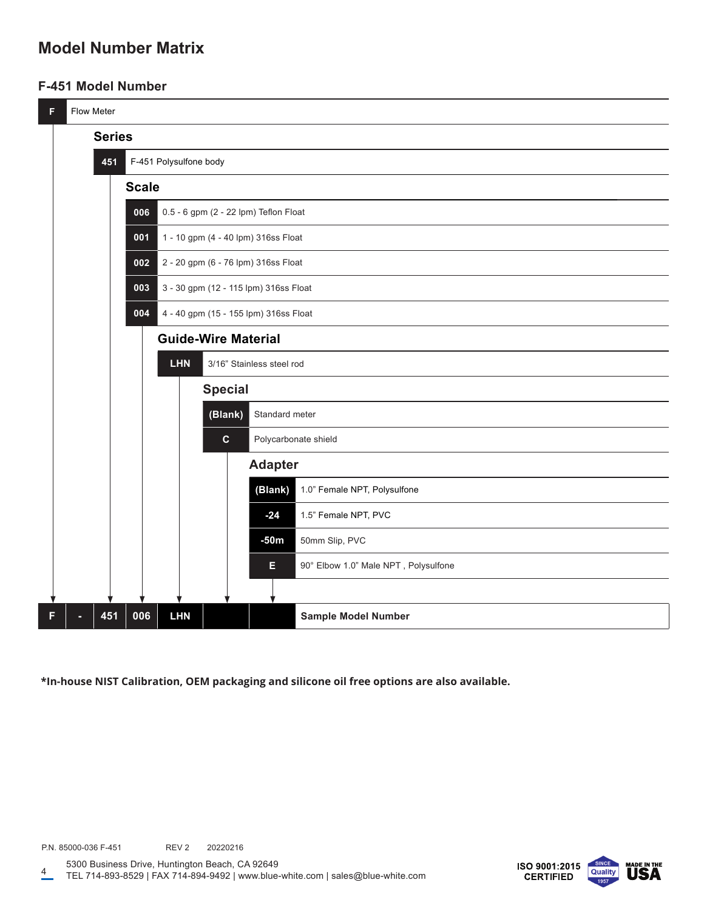# Model Number Matrix

## F-451 Model Number

| | |
|---|---|
| **F** | Flow Meter |

### Series

| | |
|---|---|
| **451** | F-451 Polysulfone body |

### Scale

| | |
|---|---|
| **006** | 0.5 - 6 gpm (2 - 22 lpm) Teflon Float |
| **001** | 1 - 10 gpm (4 - 40 lpm) 316ss Float |
| **002** | 2 - 20 gpm (6 - 76 lpm) 316ss Float |
| **003** | 3 - 30 gpm (12 - 115 lpm) 316ss Float |
| **004** | 4 - 40 gpm (15 - 155 lpm) 316ss Float |

### Guide-Wire Material

| | |
|---|---|
| **LHN** | 3/16" Stainless steel rod |

### Special

| | |
|---|---|
| **(Blank)** | Standard meter |
| **C** | Polycarbonate shield |

### Adapter

| | |
|---|---|
| **(Blank)** | 1.0" Female NPT, Polysulfone |
| **-24** | 1.5" Female NPT, PVC |
| **-50m** | 50mm Slip, PVC |
| **E** | 90° Elbow 1.0" Male NPT , Polysulfone |

| | | | | | | | |
|---|---|---|---|---|---|---|---|
| **F** | **-** | **451** | **006** | **LHN** | | | **Sample Model Number** |

**\*In-house NIST Calibration, OEM packaging and silicone oil free options are also available.**

P.N. 85000-036 F-451 REV 2 20220216

5300 Business Drive, Huntington Beach, CA 92649
TEL 714-893-8529 | FAX 714-894-9492 | www.blue-white.com | sales@blue-white.com

ISO 9001:2015 CERTIFIED

SINCE Quality 1957

MADE IN THE USA